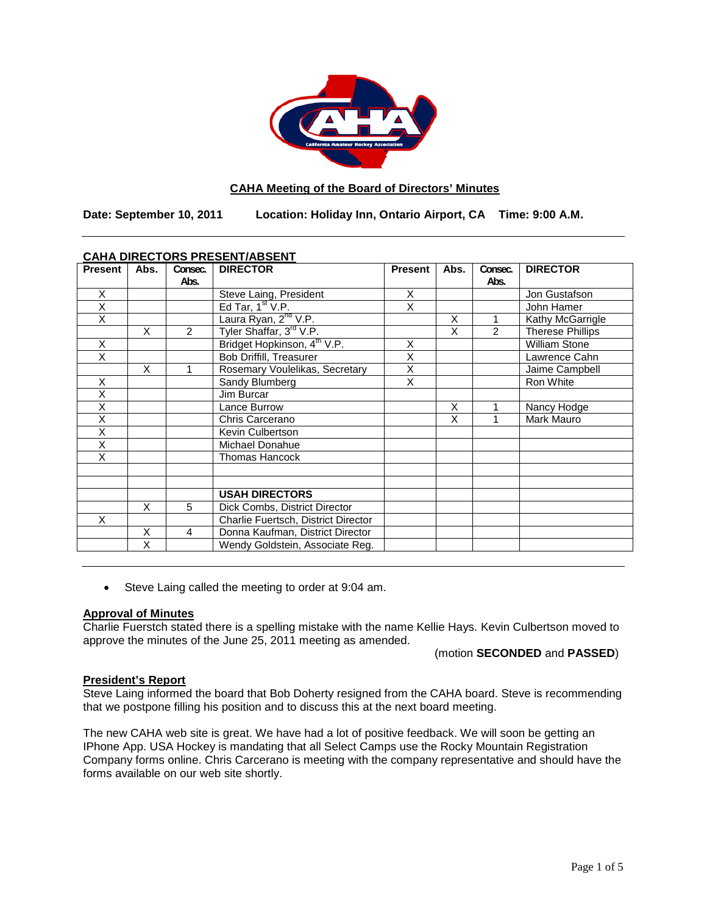## CAHA Meeting of the Board of Directors' Minutes

**Date: September 10, 2011 Location: Holiday Inn, Ontario Airport, CA Time: 9:00 A.M.**

---

### CAHA DIRECTORS PRESENT/ABSENT

| Present | Abs. | Consec. Abs. | DIRECTOR | Present | Abs. | Consec. Abs. | DIRECTOR |
|---|---|---|---|---|---|---|---|
| X | | | Steve Laing, President | X | | | Jon Gustafson |
| X | | | Ed Tar, 1st V.P. | X | | | John Hamer |
| X | | | Laura Ryan, 2nd V.P. | | X | 1 | Kathy McGarrigle |
| | X | 2 | Tyler Shaffar, 3rd V.P. | | X | 2 | Therese Phillips |
| X | | | Bridget Hopkinson, 4th V.P. | X | | | William Stone |
| X | | | Bob Driffill, Treasurer | X | | | Lawrence Cahn |
| | X | 1 | Rosemary Voulelikas, Secretary | X | | | Jaime Campbell |
| X | | | Sandy Blumberg | X | | | Ron White |
| X | | | Jim Burcar | | | | |
| X | | | Lance Burrow | | X | 1 | Nancy Hodge |
| X | | | Chris Carcerano | | X | 1 | Mark Mauro |
| X | | | Kevin Culbertson | | | | |
| X | | | Michael Donahue | | | | |
| X | | | Thomas Hancock | | | | |
| | | | | | | | |
| | | | | | | | |
| | | | **USAH DIRECTORS** | | | | |
| | X | 5 | Dick Combs, District Director | | | | |
| X | | | Charlie Fuertsch, District Director | | | | |
| | X | 4 | Donna Kaufman, District Director | | | | |
| | X | | Wendy Goldstein, Associate Reg. | | | | |

---

- Steve Laing called the meeting to order at 9:04 am.

### Approval of Minutes

Charlie Fuerstch stated there is a spelling mistake with the name Kellie Hays. Kevin Culbertson moved to approve the minutes of the June 25, 2011 meeting as amended.

(motion **SECONDED** and **PASSED**)

### President's Report

Steve Laing informed the board that Bob Doherty resigned from the CAHA board. Steve is recommending that we postpone filling his position and to discuss this at the next board meeting.

The new CAHA web site is great. We have had a lot of positive feedback. We will soon be getting an IPhone App. USA Hockey is mandating that all Select Camps use the Rocky Mountain Registration Company forms online. Chris Carcerano is meeting with the company representative and should have the forms available on our web site shortly.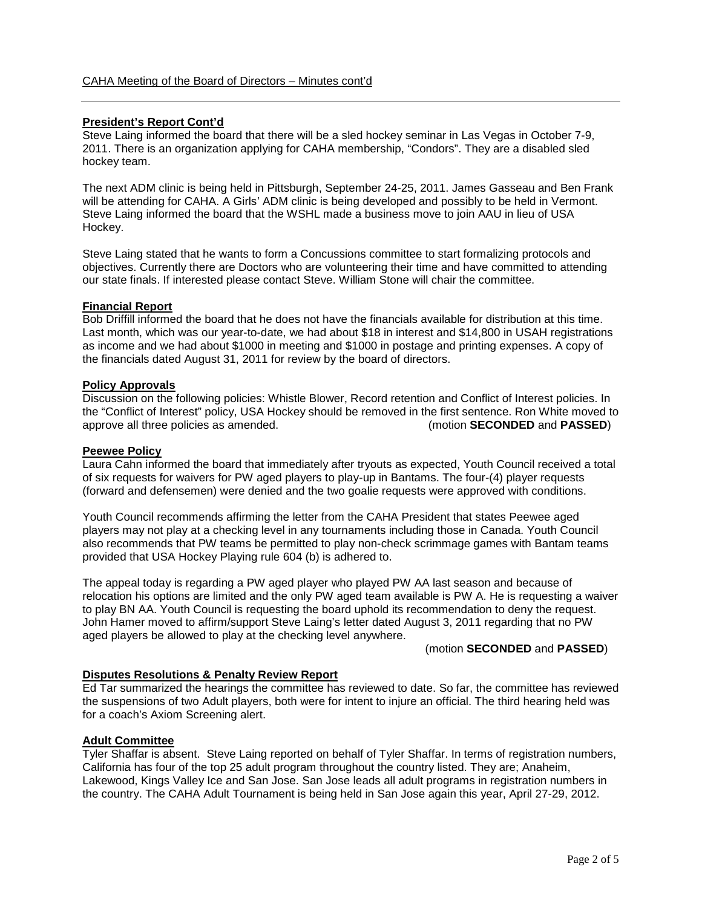CAHA Meeting of the Board of Directors – Minutes cont'd

**President's Report Cont'd**

Steve Laing informed the board that there will be a sled hockey seminar in Las Vegas in October 7-9, 2011. There is an organization applying for CAHA membership, "Condors". They are a disabled sled hockey team.

The next ADM clinic is being held in Pittsburgh, September 24-25, 2011. James Gasseau and Ben Frank will be attending for CAHA. A Girls' ADM clinic is being developed and possibly to be held in Vermont. Steve Laing informed the board that the WSHL made a business move to join AAU in lieu of USA Hockey.

Steve Laing stated that he wants to form a Concussions committee to start formalizing protocols and objectives. Currently there are Doctors who are volunteering their time and have committed to attending our state finals. If interested please contact Steve. William Stone will chair the committee.

**Financial Report**

Bob Driffill informed the board that he does not have the financials available for distribution at this time. Last month, which was our year-to-date, we had about $18 in interest and $14,800 in USAH registrations as income and we had about $1000 in meeting and $1000 in postage and printing expenses. A copy of the financials dated August 31, 2011 for review by the board of directors.

**Policy Approvals**

Discussion on the following policies: Whistle Blower, Record retention and Conflict of Interest policies. In the "Conflict of Interest" policy, USA Hockey should be removed in the first sentence. Ron White moved to approve all three policies as amended. (motion **SECONDED** and **PASSED**)

**Peewee Policy**

Laura Cahn informed the board that immediately after tryouts as expected, Youth Council received a total of six requests for waivers for PW aged players to play-up in Bantams. The four-(4) player requests (forward and defensemen) were denied and the two goalie requests were approved with conditions.

Youth Council recommends affirming the letter from the CAHA President that states Peewee aged players may not play at a checking level in any tournaments including those in Canada. Youth Council also recommends that PW teams be permitted to play non-check scrimmage games with Bantam teams provided that USA Hockey Playing rule 604 (b) is adhered to.

The appeal today is regarding a PW aged player who played PW AA last season and because of relocation his options are limited and the only PW aged team available is PW A. He is requesting a waiver to play BN AA. Youth Council is requesting the board uphold its recommendation to deny the request. John Hamer moved to affirm/support Steve Laing's letter dated August 3, 2011 regarding that no PW aged players be allowed to play at the checking level anywhere.

(motion **SECONDED** and **PASSED**)

**Disputes Resolutions & Penalty Review Report**

Ed Tar summarized the hearings the committee has reviewed to date. So far, the committee has reviewed the suspensions of two Adult players, both were for intent to injure an official. The third hearing held was for a coach's Axiom Screening alert.

**Adult Committee**

Tyler Shaffar is absent. Steve Laing reported on behalf of Tyler Shaffar. In terms of registration numbers, California has four of the top 25 adult program throughout the country listed. They are; Anaheim, Lakewood, Kings Valley Ice and San Jose. San Jose leads all adult programs in registration numbers in the country. The CAHA Adult Tournament is being held in San Jose again this year, April 27-29, 2012.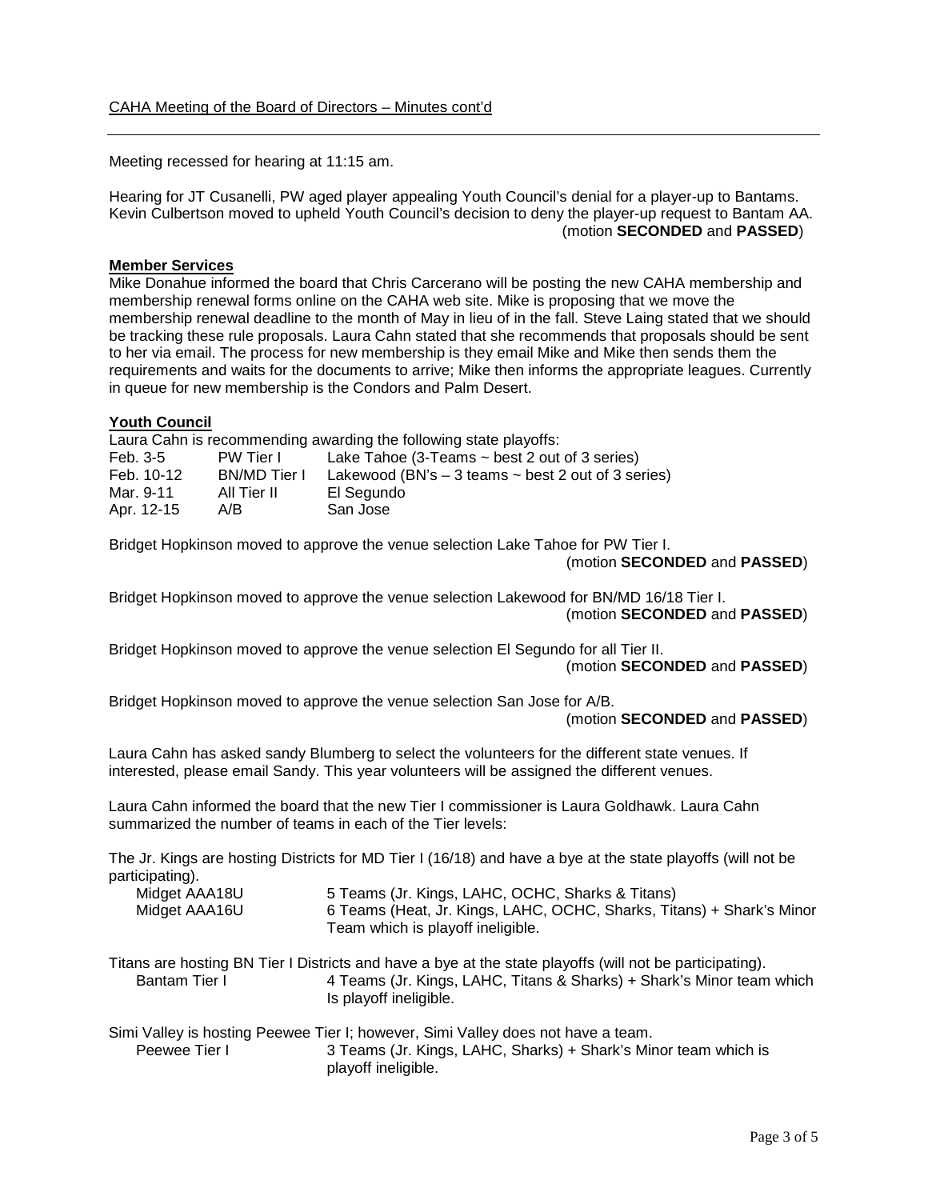Meeting recessed for hearing at 11:15 am.

Hearing for JT Cusanelli, PW aged player appealing Youth Council's denial for a player-up to Bantams. Kevin Culbertson moved to upheld Youth Council's decision to deny the player-up request to Bantam AA.
(motion **SECONDED** and **PASSED**)

**Member Services**

Mike Donahue informed the board that Chris Carcerano will be posting the new CAHA membership and membership renewal forms online on the CAHA web site. Mike is proposing that we move the membership renewal deadline to the month of May in lieu of in the fall. Steve Laing stated that we should be tracking these rule proposals. Laura Cahn stated that she recommends that proposals should be sent to her via email. The process for new membership is they email Mike and Mike then sends them the requirements and waits for the documents to arrive; Mike then informs the appropriate leagues. Currently in queue for new membership is the Condors and Palm Desert.

**Youth Council**

Laura Cahn is recommending awarding the following state playoffs:

| | | |
|---|---|---|
| Feb. 3-5 | PW Tier I | Lake Tahoe (3-Teams ~ best 2 out of 3 series) |
| Feb. 10-12 | BN/MD Tier I | Lakewood (BN's – 3 teams ~ best 2 out of 3 series) |
| Mar. 9-11 | All Tier II | El Segundo |
| Apr. 12-15 | A/B | San Jose |

Bridget Hopkinson moved to approve the venue selection Lake Tahoe for PW Tier I.
(motion **SECONDED** and **PASSED**)

Bridget Hopkinson moved to approve the venue selection Lakewood for BN/MD 16/18 Tier I.
(motion **SECONDED** and **PASSED**)

Bridget Hopkinson moved to approve the venue selection El Segundo for all Tier II.
(motion **SECONDED** and **PASSED**)

Bridget Hopkinson moved to approve the venue selection San Jose for A/B.
(motion **SECONDED** and **PASSED**)

Laura Cahn has asked sandy Blumberg to select the volunteers for the different state venues. If interested, please email Sandy. This year volunteers will be assigned the different venues.

Laura Cahn informed the board that the new Tier I commissioner is Laura Goldhawk. Laura Cahn summarized the number of teams in each of the Tier levels:

The Jr. Kings are hosting Districts for MD Tier I (16/18) and have a bye at the state playoffs (will not be participating).

| | |
|---|---|
| Midget AAA18U | 5 Teams (Jr. Kings, LAHC, OCHC, Sharks & Titans) |
| Midget AAA16U | 6 Teams (Heat, Jr. Kings, LAHC, OCHC, Sharks, Titans) + Shark's Minor Team which is playoff ineligible. |

Titans are hosting BN Tier I Districts and have a bye at the state playoffs (will not be participating).

| | |
|---|---|
| Bantam Tier I | 4 Teams (Jr. Kings, LAHC, Titans & Sharks) + Shark's Minor team which Is playoff ineligible. |

Simi Valley is hosting Peewee Tier I; however, Simi Valley does not have a team.

| | |
|---|---|
| Peewee Tier I | 3 Teams (Jr. Kings, LAHC, Sharks) + Shark's Minor team which is playoff ineligible. |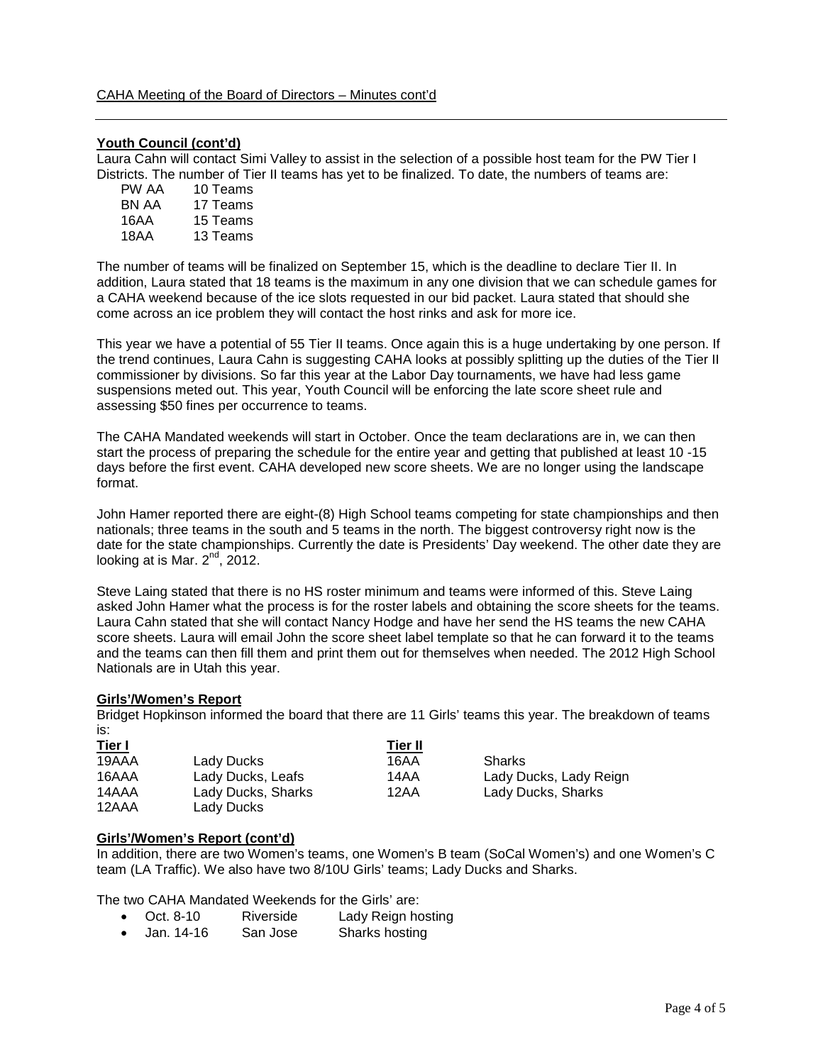## Youth Council (cont'd)

Laura Cahn will contact Simi Valley to assist in the selection of a possible host team for the PW Tier I Districts. The number of Tier II teams has yet to be finalized. To date, the numbers of teams are:

| | |
|---|---|
| PW AA | 10 Teams |
| BN AA | 17 Teams |
| 16AA | 15 Teams |
| 18AA | 13 Teams |

The number of teams will be finalized on September 15, which is the deadline to declare Tier II. In addition, Laura stated that 18 teams is the maximum in any one division that we can schedule games for a CAHA weekend because of the ice slots requested in our bid packet. Laura stated that should she come across an ice problem they will contact the host rinks and ask for more ice.

This year we have a potential of 55 Tier II teams. Once again this is a huge undertaking by one person. If the trend continues, Laura Cahn is suggesting CAHA looks at possibly splitting up the duties of the Tier II commissioner by divisions. So far this year at the Labor Day tournaments, we have had less game suspensions meted out. This year, Youth Council will be enforcing the late score sheet rule and assessing $50 fines per occurrence to teams.

The CAHA Mandated weekends will start in October. Once the team declarations are in, we can then start the process of preparing the schedule for the entire year and getting that published at least 10 -15 days before the first event. CAHA developed new score sheets. We are no longer using the landscape format.

John Hamer reported there are eight-(8) High School teams competing for state championships and then nationals; three teams in the south and 5 teams in the north. The biggest controversy right now is the date for the state championships. Currently the date is Presidents' Day weekend. The other date they are looking at is Mar. 2nd, 2012.

Steve Laing stated that there is no HS roster minimum and teams were informed of this. Steve Laing asked John Hamer what the process is for the roster labels and obtaining the score sheets for the teams. Laura Cahn stated that she will contact Nancy Hodge and have her send the HS teams the new CAHA score sheets. Laura will email John the score sheet label template so that he can forward it to the teams and the teams can then fill them and print them out for themselves when needed. The 2012 High School Nationals are in Utah this year.

## Girls'/Women's Report

Bridget Hopkinson informed the board that there are 11 Girls' teams this year. The breakdown of teams is:

| Tier I | | Tier II | |
|---|---|---|---|
| 19AAA | Lady Ducks | 16AA | Sharks |
| 16AAA | Lady Ducks, Leafs | 14AA | Lady Ducks, Lady Reign |
| 14AAA | Lady Ducks, Sharks | 12AA | Lady Ducks, Sharks |
| 12AAA | Lady Ducks | | |

## Girls'/Women's Report (cont'd)

In addition, there are two Women's teams, one Women's B team (SoCal Women's) and one Women's C team (LA Traffic). We also have two 8/10U Girls' teams; Lady Ducks and Sharks.

The two CAHA Mandated Weekends for the Girls' are:

- Oct. 8-10 Riverside Lady Reign hosting
- Jan. 14-16 San Jose Sharks hosting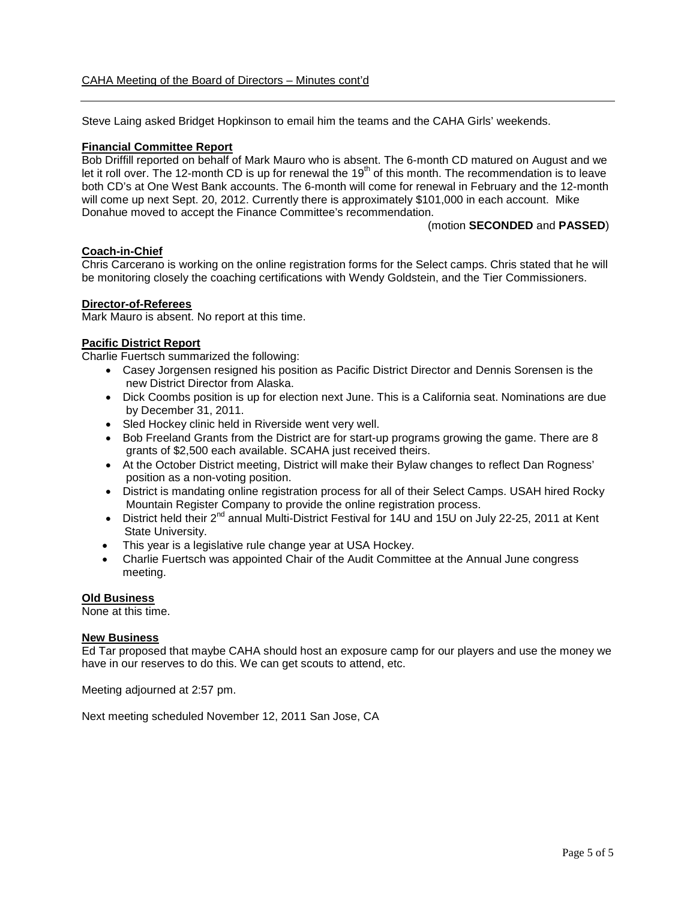Steve Laing asked Bridget Hopkinson to email him the teams and the CAHA Girls' weekends.

**Financial Committee Report**

Bob Driffill reported on behalf of Mark Mauro who is absent. The 6-month CD matured on August and we let it roll over. The 12-month CD is up for renewal the 19th of this month. The recommendation is to leave both CD's at One West Bank accounts. The 6-month will come for renewal in February and the 12-month will come up next Sept. 20, 2012. Currently there is approximately $101,000 in each account. Mike Donahue moved to accept the Finance Committee's recommendation.

(motion **SECONDED** and **PASSED**)

**Coach-in-Chief**

Chris Carcerano is working on the online registration forms for the Select camps. Chris stated that he will be monitoring closely the coaching certifications with Wendy Goldstein, and the Tier Commissioners.

**Director-of-Referees**

Mark Mauro is absent. No report at this time.

**Pacific District Report**

Charlie Fuertsch summarized the following:

- Casey Jorgensen resigned his position as Pacific District Director and Dennis Sorensen is the new District Director from Alaska.
- Dick Coombs position is up for election next June. This is a California seat. Nominations are due by December 31, 2011.
- Sled Hockey clinic held in Riverside went very well.
- Bob Freeland Grants from the District are for start-up programs growing the game. There are 8 grants of $2,500 each available. SCAHA just received theirs.
- At the October District meeting, District will make their Bylaw changes to reflect Dan Rogness' position as a non-voting position.
- District is mandating online registration process for all of their Select Camps. USAH hired Rocky Mountain Register Company to provide the online registration process.
- District held their 2nd annual Multi-District Festival for 14U and 15U on July 22-25, 2011 at Kent State University.
- This year is a legislative rule change year at USA Hockey.
- Charlie Fuertsch was appointed Chair of the Audit Committee at the Annual June congress meeting.

**Old Business**

None at this time.

**New Business**

Ed Tar proposed that maybe CAHA should host an exposure camp for our players and use the money we have in our reserves to do this. We can get scouts to attend, etc.

Meeting adjourned at 2:57 pm.

Next meeting scheduled November 12, 2011 San Jose, CA